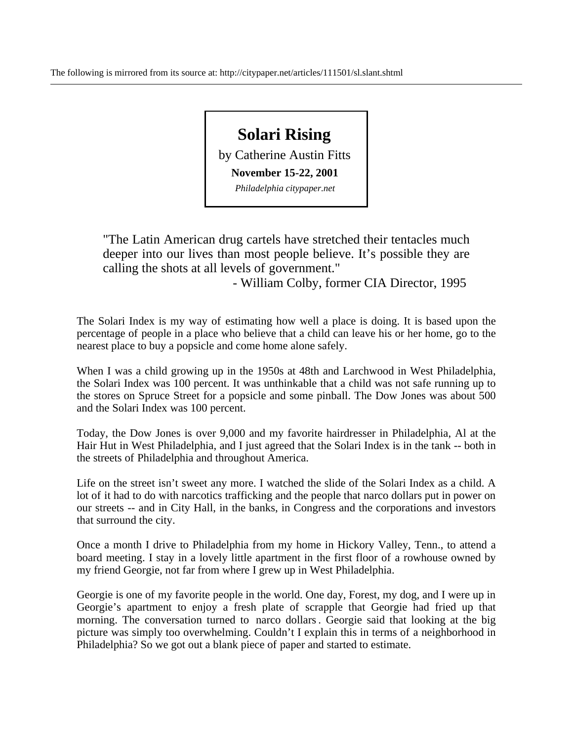The following is mirrored from its source at: http://citypaper.net/articles/111501/sl.slant.shtml

---

# Solari Rising

by Catherine Austin Fitts

**November 15-22, 2001**

*Philadelphia citypaper.net*

> "The Latin American drug cartels have stretched their tentacles much deeper into our lives than most people believe. It's possible they are calling the shots at all levels of government."
>
> - William Colby, former CIA Director, 1995

The Solari Index is my way of estimating how well a place is doing. It is based upon the percentage of people in a place who believe that a child can leave his or her home, go to the nearest place to buy a popsicle and come home alone safely.

When I was a child growing up in the 1950s at 48th and Larchwood in West Philadelphia, the Solari Index was 100 percent. It was unthinkable that a child was not safe running up to the stores on Spruce Street for a popsicle and some pinball. The Dow Jones was about 500 and the Solari Index was 100 percent.

Today, the Dow Jones is over 9,000 and my favorite hairdresser in Philadelphia, Al at the Hair Hut in West Philadelphia, and I just agreed that the Solari Index is in the tank -- both in the streets of Philadelphia and throughout America.

Life on the street isn't sweet any more. I watched the slide of the Solari Index as a child. A lot of it had to do with narcotics trafficking and the people that narco dollars put in power on our streets -- and in City Hall, in the banks, in Congress and the corporations and investors that surround the city.

Once a month I drive to Philadelphia from my home in Hickory Valley, Tenn., to attend a board meeting. I stay in a lovely little apartment in the first floor of a rowhouse owned by my friend Georgie, not far from where I grew up in West Philadelphia.

Georgie is one of my favorite people in the world. One day, Forest, my dog, and I were up in Georgie's apartment to enjoy a fresh plate of scrapple that Georgie had fried up that morning. The conversation turned to narco dollars. Georgie said that looking at the big picture was simply too overwhelming. Couldn't I explain this in terms of a neighborhood in Philadelphia? So we got out a blank piece of paper and started to estimate.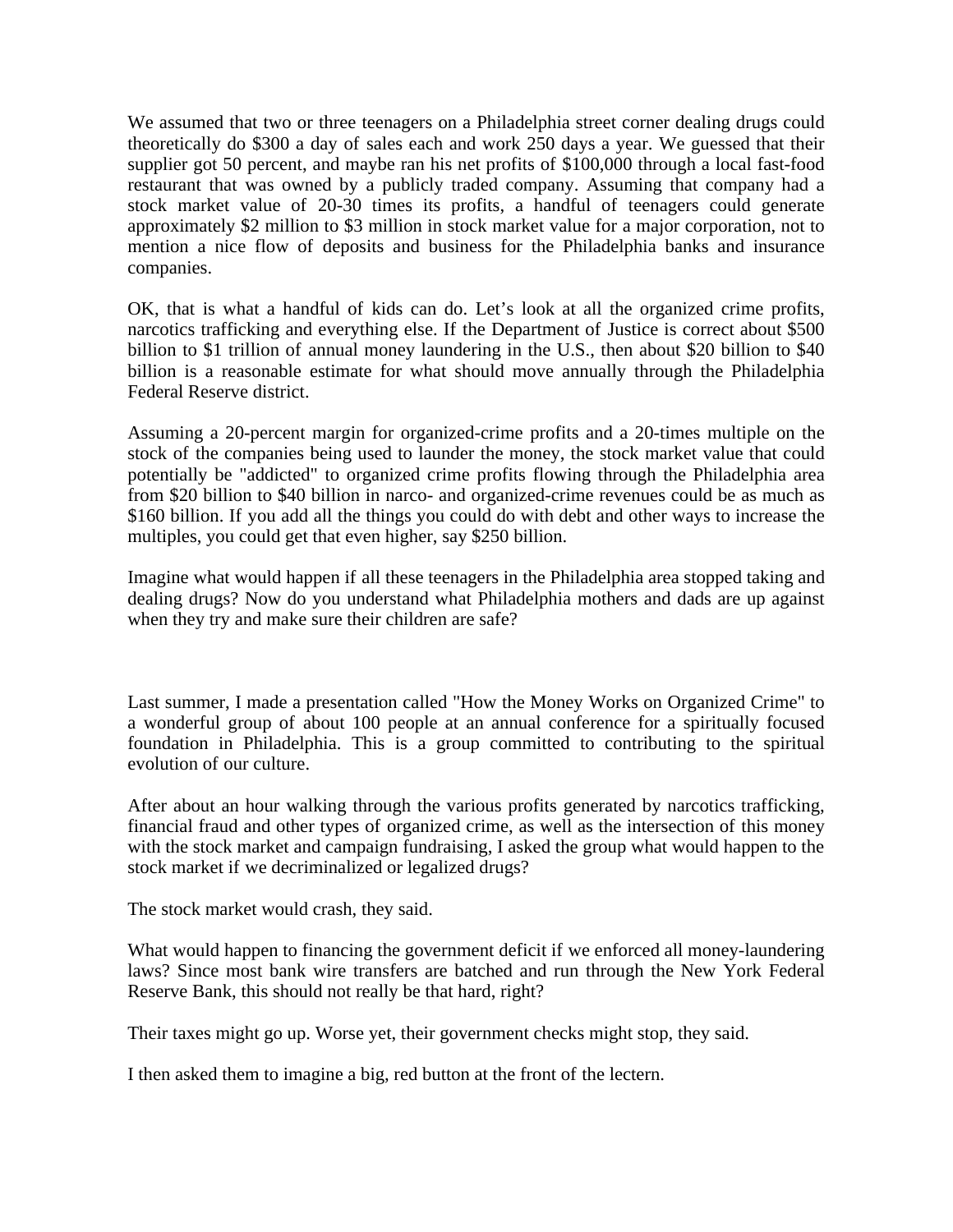We assumed that two or three teenagers on a Philadelphia street corner dealing drugs could theoretically do $300 a day of sales each and work 250 days a year. We guessed that their supplier got 50 percent, and maybe ran his net profits of $100,000 through a local fast-food restaurant that was owned by a publicly traded company. Assuming that company had a stock market value of 20-30 times its profits, a handful of teenagers could generate approximately $2 million to $3 million in stock market value for a major corporation, not to mention a nice flow of deposits and business for the Philadelphia banks and insurance companies.

OK, that is what a handful of kids can do. Let's look at all the organized crime profits, narcotics trafficking and everything else. If the Department of Justice is correct about $500 billion to $1 trillion of annual money laundering in the U.S., then about $20 billion to $40 billion is a reasonable estimate for what should move annually through the Philadelphia Federal Reserve district.

Assuming a 20-percent margin for organized-crime profits and a 20-times multiple on the stock of the companies being used to launder the money, the stock market value that could potentially be "addicted" to organized crime profits flowing through the Philadelphia area from $20 billion to $40 billion in narco- and organized-crime revenues could be as much as $160 billion. If you add all the things you could do with debt and other ways to increase the multiples, you could get that even higher, say $250 billion.

Imagine what would happen if all these teenagers in the Philadelphia area stopped taking and dealing drugs? Now do you understand what Philadelphia mothers and dads are up against when they try and make sure their children are safe?

Last summer, I made a presentation called "How the Money Works on Organized Crime" to a wonderful group of about 100 people at an annual conference for a spiritually focused foundation in Philadelphia. This is a group committed to contributing to the spiritual evolution of our culture.

After about an hour walking through the various profits generated by narcotics trafficking, financial fraud and other types of organized crime, as well as the intersection of this money with the stock market and campaign fundraising, I asked the group what would happen to the stock market if we decriminalized or legalized drugs?

The stock market would crash, they said.

What would happen to financing the government deficit if we enforced all money-laundering laws? Since most bank wire transfers are batched and run through the New York Federal Reserve Bank, this should not really be that hard, right?

Their taxes might go up. Worse yet, their government checks might stop, they said.

I then asked them to imagine a big, red button at the front of the lectern.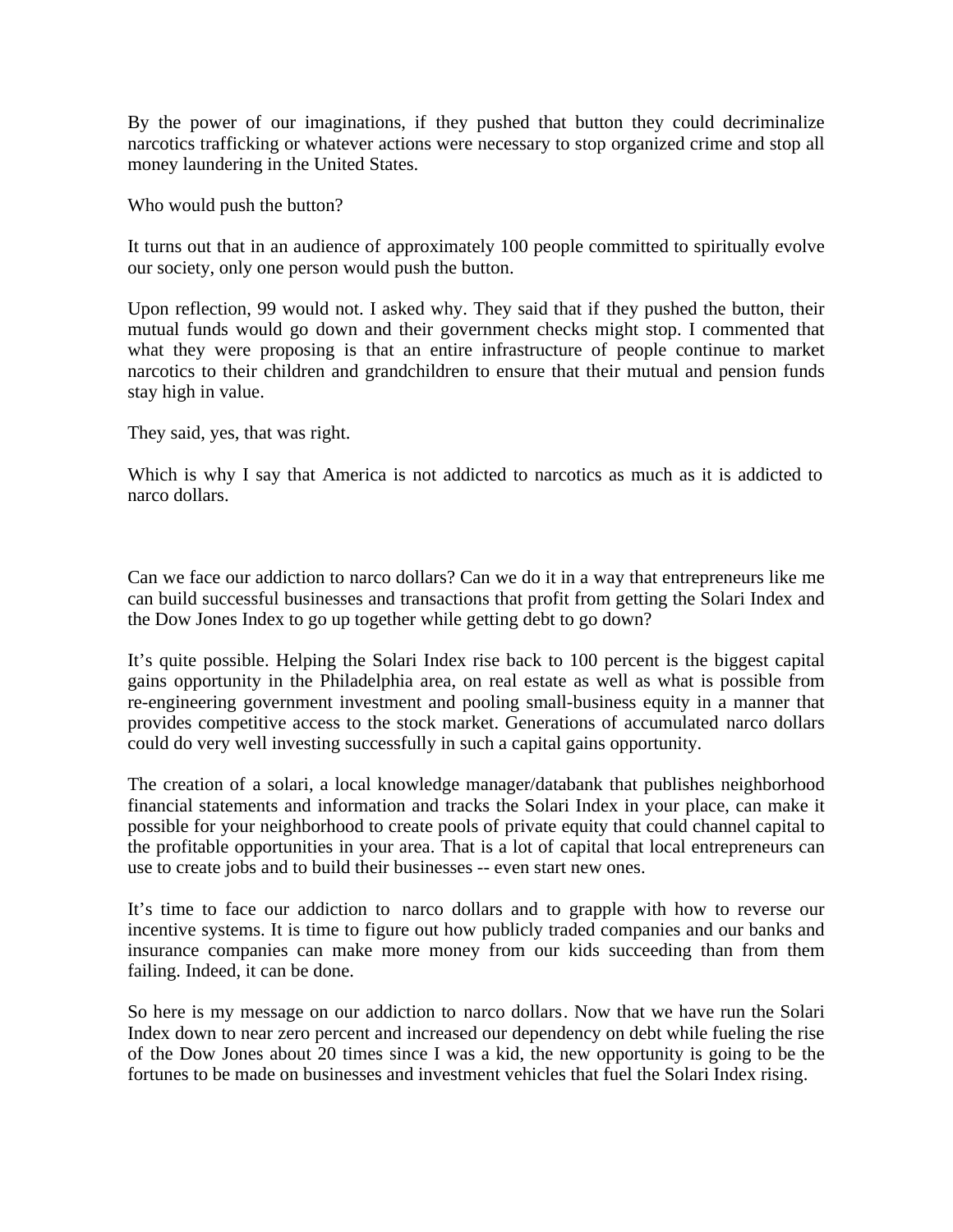By the power of our imaginations, if they pushed that button they could decriminalize narcotics trafficking or whatever actions were necessary to stop organized crime and stop all money laundering in the United States.

Who would push the button?

It turns out that in an audience of approximately 100 people committed to spiritually evolve our society, only one person would push the button.

Upon reflection, 99 would not. I asked why. They said that if they pushed the button, their mutual funds would go down and their government checks might stop. I commented that what they were proposing is that an entire infrastructure of people continue to market narcotics to their children and grandchildren to ensure that their mutual and pension funds stay high in value.

They said, yes, that was right.

Which is why I say that America is not addicted to narcotics as much as it is addicted to narco dollars.

Can we face our addiction to narco dollars? Can we do it in a way that entrepreneurs like me can build successful businesses and transactions that profit from getting the Solari Index and the Dow Jones Index to go up together while getting debt to go down?

It's quite possible. Helping the Solari Index rise back to 100 percent is the biggest capital gains opportunity in the Philadelphia area, on real estate as well as what is possible from re-engineering government investment and pooling small-business equity in a manner that provides competitive access to the stock market. Generations of accumulated narco dollars could do very well investing successfully in such a capital gains opportunity.

The creation of a solari, a local knowledge manager/databank that publishes neighborhood financial statements and information and tracks the Solari Index in your place, can make it possible for your neighborhood to create pools of private equity that could channel capital to the profitable opportunities in your area. That is a lot of capital that local entrepreneurs can use to create jobs and to build their businesses -- even start new ones.

It's time to face our addiction to narco dollars and to grapple with how to reverse our incentive systems. It is time to figure out how publicly traded companies and our banks and insurance companies can make more money from our kids succeeding than from them failing. Indeed, it can be done.

So here is my message on our addiction to narco dollars. Now that we have run the Solari Index down to near zero percent and increased our dependency on debt while fueling the rise of the Dow Jones about 20 times since I was a kid, the new opportunity is going to be the fortunes to be made on businesses and investment vehicles that fuel the Solari Index rising.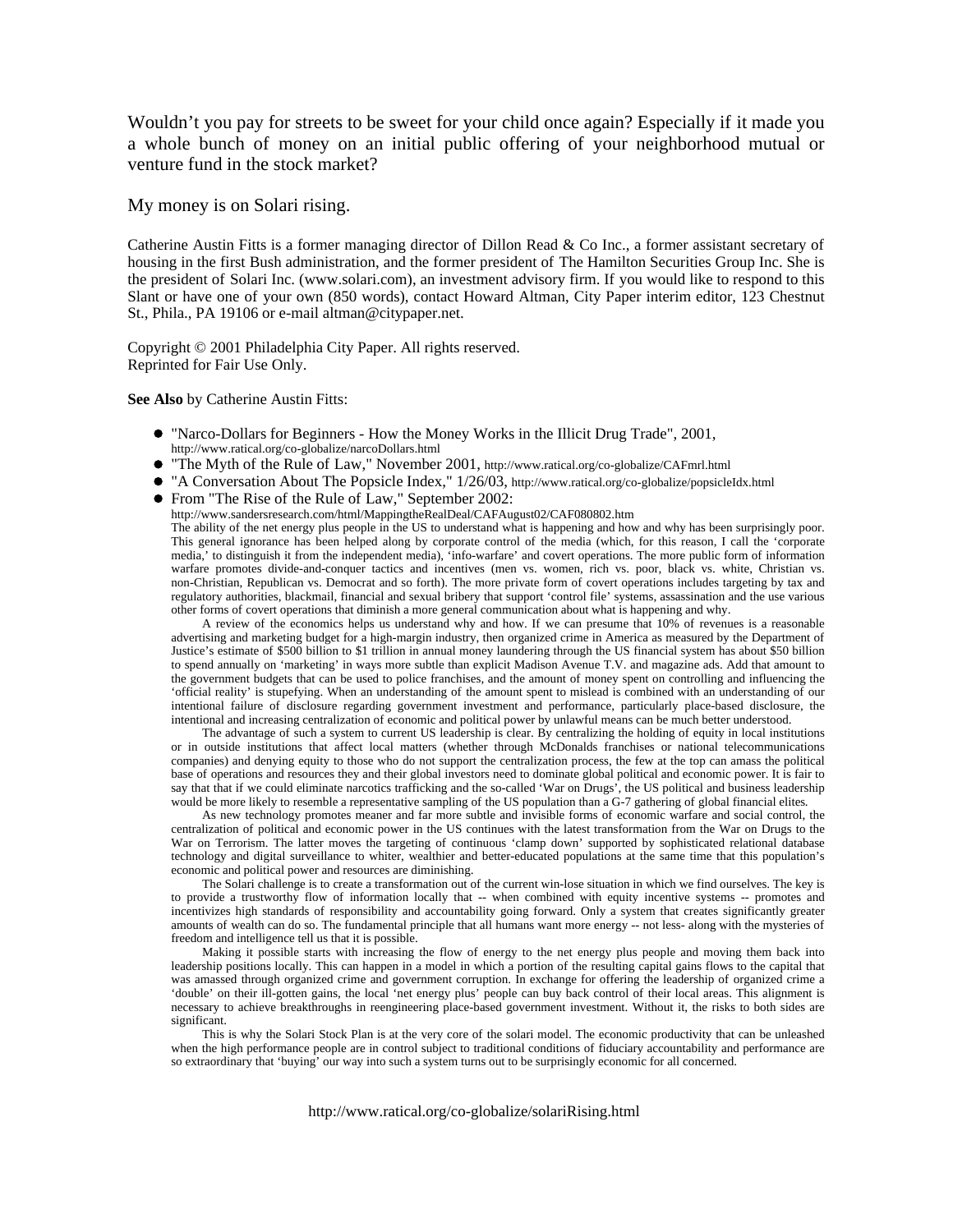Wouldn't you pay for streets to be sweet for your child once again? Especially if it made you a whole bunch of money on an initial public offering of your neighborhood mutual or venture fund in the stock market?

My money is on Solari rising.

Catherine Austin Fitts is a former managing director of Dillon Read & Co Inc., a former assistant secretary of housing in the first Bush administration, and the former president of The Hamilton Securities Group Inc. She is the president of Solari Inc. (www.solari.com), an investment advisory firm. If you would like to respond to this Slant or have one of your own (850 words), contact Howard Altman, City Paper interim editor, 123 Chestnut St., Phila., PA 19106 or e-mail altman@citypaper.net.

Copyright © 2001 Philadelphia City Paper. All rights reserved.
Reprinted for Fair Use Only.

**See Also** by Catherine Austin Fitts:

- "Narco-Dollars for Beginners - How the Money Works in the Illicit Drug Trade", 2001, http://www.ratical.org/co-globalize/narcoDollars.html
- "The Myth of the Rule of Law," November 2001, http://www.ratical.org/co-globalize/CAFmrl.html
- "A Conversation About The Popsicle Index," 1/26/03, http://www.ratical.org/co-globalize/popsicleIdx.html
- From "The Rise of the Rule of Law," September 2002:
  http://www.sandersresearch.com/html/MappingtheRealDeal/CAFAugust02/CAF080802.htm
  The ability of the net energy plus people in the US to understand what is happening and how and why has been surprisingly poor. This general ignorance has been helped along by corporate control of the media (which, for this reason, I call the 'corporate media,' to distinguish it from the independent media), 'info-warfare' and covert operations. The more public form of information warfare promotes divide-and-conquer tactics and incentives (men vs. women, rich vs. poor, black vs. white, Christian vs. non-Christian, Republican vs. Democrat and so forth). The more private form of covert operations includes targeting by tax and regulatory authorities, blackmail, financial and sexual bribery that support 'control file' systems, assassination and the use various other forms of covert operations that diminish a more general communication about what is happening and why.

  A review of the economics helps us understand why and how. If we can presume that 10% of revenues is a reasonable advertising and marketing budget for a high-margin industry, then organized crime in America as measured by the Department of Justice's estimate of $500 billion to $1 trillion in annual money laundering through the US financial system has about $50 billion to spend annually on 'marketing' in ways more subtle than explicit Madison Avenue T.V. and magazine ads. Add that amount to the government budgets that can be used to police franchises, and the amount of money spent on controlling and influencing the 'official reality' is stupefying. When an understanding of the amount spent to mislead is combined with an understanding of our intentional failure of disclosure regarding government investment and performance, particularly place-based disclosure, the intentional and increasing centralization of economic and political power by unlawful means can be much better understood.

  The advantage of such a system to current US leadership is clear. By centralizing the holding of equity in local institutions or in outside institutions that affect local matters (whether through McDonalds franchises or national telecommunications companies) and denying equity to those who do not support the centralization process, the few at the top can amass the political base of operations and resources they and their global investors need to dominate global political and economic power. It is fair to say that that if we could eliminate narcotics trafficking and the so-called 'War on Drugs', the US political and business leadership would be more likely to resemble a representative sampling of the US population than a G-7 gathering of global financial elites.

  As new technology promotes meaner and far more subtle and invisible forms of economic warfare and social control, the centralization of political and economic power in the US continues with the latest transformation from the War on Drugs to the War on Terrorism. The latter moves the targeting of continuous 'clamp down' supported by sophisticated relational database technology and digital surveillance to whiter, wealthier and better-educated populations at the same time that this population's economic and political power and resources are diminishing.

  The Solari challenge is to create a transformation out of the current win-lose situation in which we find ourselves. The key is to provide a trustworthy flow of information locally that -- when combined with equity incentive systems -- promotes and incentivizes high standards of responsibility and accountability going forward. Only a system that creates significantly greater amounts of wealth can do so. The fundamental principle that all humans want more energy -- not less- along with the mysteries of freedom and intelligence tell us that it is possible.

  Making it possible starts with increasing the flow of energy to the net energy plus people and moving them back into leadership positions locally. This can happen in a model in which a portion of the resulting capital gains flows to the capital that was amassed through organized crime and government corruption. In exchange for offering the leadership of organized crime a 'double' on their ill-gotten gains, the local 'net energy plus' people can buy back control of their local areas. This alignment is necessary to achieve breakthroughs in reengineering place-based government investment. Without it, the risks to both sides are significant.

  This is why the Solari Stock Plan is at the very core of the solari model. The economic productivity that can be unleashed when the high performance people are in control subject to traditional conditions of fiduciary accountability and performance are so extraordinary that 'buying' our way into such a system turns out to be surprisingly economic for all concerned.

http://www.ratical.org/co-globalize/solariRising.html